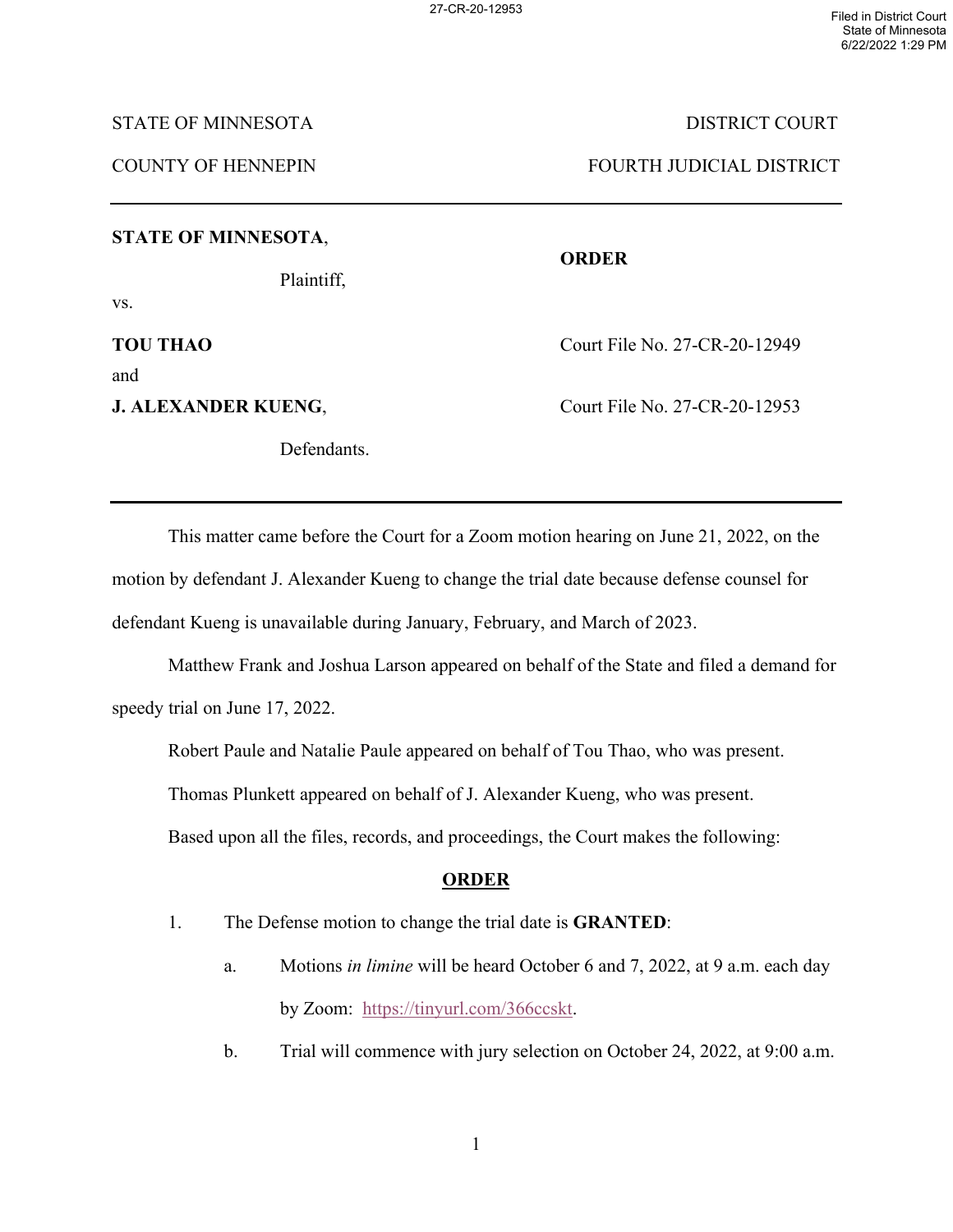STATE OF MINNESOTA DISTRICT COURT

COUNTY OF HENNEPIN FOURTH JUDICIAL DISTRICT

---

**STATE OF MINNESOTA**,

Plaintiff,

vs.

**TOU THAO**

and

**J. ALEXANDER KUENG**,

Defendants.

**ORDER**

Court File No. 27-CR-20-12949

Court File No. 27-CR-20-12953

---

This matter came before the Court for a Zoom motion hearing on June 21, 2022, on the motion by defendant J. Alexander Kueng to change the trial date because defense counsel for defendant Kueng is unavailable during January, February, and March of 2023.

Matthew Frank and Joshua Larson appeared on behalf of the State and filed a demand for speedy trial on June 17, 2022.

Robert Paule and Natalie Paule appeared on behalf of Tou Thao, who was present.

Thomas Plunkett appeared on behalf of J. Alexander Kueng, who was present.

Based upon all the files, records, and proceedings, the Court makes the following:

## ORDER

1. The Defense motion to change the trial date is **GRANTED**:

   a. Motions *in limine* will be heard October 6 and 7, 2022, at 9 a.m. each day by Zoom: https://tinyurl.com/366ccskt.

   b. Trial will commence with jury selection on October 24, 2022, at 9:00 a.m.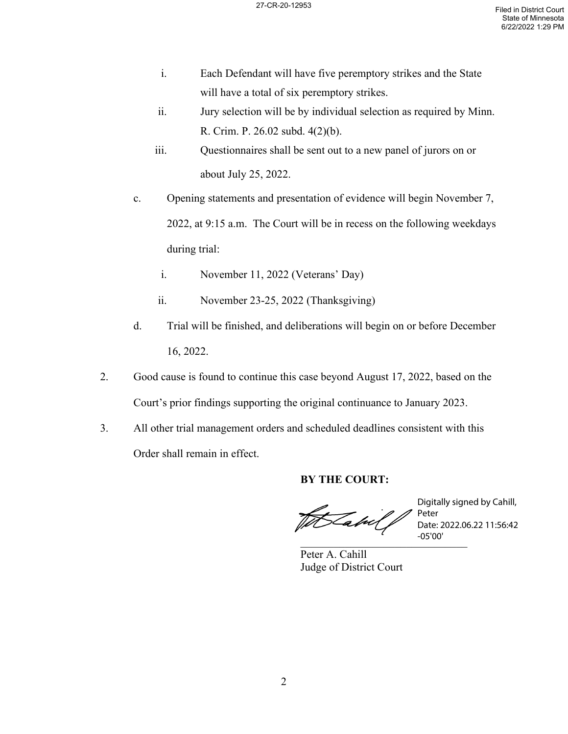i. Each Defendant will have five peremptory strikes and the State will have a total of six peremptory strikes.

ii. Jury selection will be by individual selection as required by Minn. R. Crim. P. 26.02 subd. 4(2)(b).

iii. Questionnaires shall be sent out to a new panel of jurors on or about July 25, 2022.

c. Opening statements and presentation of evidence will begin November 7, 2022, at 9:15 a.m. The Court will be in recess on the following weekdays during trial:

i. November 11, 2022 (Veterans' Day)

ii. November 23-25, 2022 (Thanksgiving)

d. Trial will be finished, and deliberations will begin on or before December 16, 2022.

2. Good cause is found to continue this case beyond August 17, 2022, based on the Court's prior findings supporting the original continuance to January 2023.

3. All other trial management orders and scheduled deadlines consistent with this Order shall remain in effect.

**BY THE COURT:**

Digitally signed by Cahill, Peter
Date: 2022.06.22 11:56:42 -05'00'

Peter A. Cahill
Judge of District Court